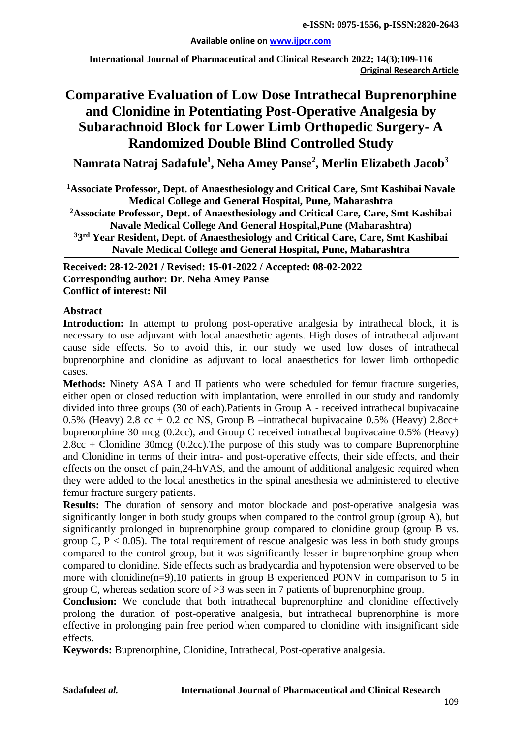**Original Research Article**

# Comparative Evaluation of Low Dose Intrathecal Buprenorphine and Clonidine in Potentiating Post-Operative Analgesia by Subarachnoid Block for Lower Limb Orthopedic Surgery- A Randomized Double Blind Controlled Study

**Namrata Natraj Sadafule[1], Neha Amey Panse[2], Merlin Elizabeth Jacob[3]**

[1]Associate Professor, Dept. of Anaesthesiology and Critical Care, Smt Kashibai Navale Medical College and General Hospital, Pune, Maharashtra

[2]Associate Professor, Dept. of Anaesthesiology and Critical Care, Care, Smt Kashibai Navale Medical College And General Hospital,Pune (Maharashtra)

[3]3rd Year Resident, Dept. of Anaesthesiology and Critical Care, Care, Smt Kashibai Navale Medical College and General Hospital, Pune, Maharashtra

**Received: 28-12-2021 / Revised: 15-01-2022 / Accepted: 08-02-2022**
**Corresponding author: Dr. Neha Amey Panse**
**Conflict of interest: Nil**

## Abstract

**Introduction:** In attempt to prolong post-operative analgesia by intrathecal block, it is necessary to use adjuvant with local anaesthetic agents. High doses of intrathecal adjuvant cause side effects. So to avoid this, in our study we used low doses of intrathecal buprenorphine and clonidine as adjuvant to local anaesthetics for lower limb orthopedic cases.

**Methods:** Ninety ASA I and II patients who were scheduled for femur fracture surgeries, either open or closed reduction with implantation, were enrolled in our study and randomly divided into three groups (30 of each).Patients in Group A - received intrathecal bupivacaine 0.5% (Heavy) 2.8 cc + 0.2 cc NS, Group B –intrathecal bupivacaine 0.5% (Heavy) 2.8cc+ buprenorphine 30 mcg (0.2cc), and Group C received intrathecal bupivacaine 0.5% (Heavy) 2.8cc + Clonidine 30mcg (0.2cc).The purpose of this study was to compare Buprenorphine and Clonidine in terms of their intra- and post-operative effects, their side effects, and their effects on the onset of pain,24-hVAS, and the amount of additional analgesic required when they were added to the local anesthetics in the spinal anesthesia we administered to elective femur fracture surgery patients.

**Results:** The duration of sensory and motor blockade and post-operative analgesia was significantly longer in both study groups when compared to the control group (group A), but significantly prolonged in buprenorphine group compared to clonidine group (group B vs. group C, $P < 0.05$). The total requirement of rescue analgesic was less in both study groups compared to the control group, but it was significantly lesser in buprenorphine group when compared to clonidine. Side effects such as bradycardia and hypotension were observed to be more with clonidine(n=9),10 patients in group B experienced PONV in comparison to 5 in group C, whereas sedation score of >3 was seen in 7 patients of buprenorphine group.

**Conclusion:** We conclude that both intrathecal buprenorphine and clonidine effectively prolong the duration of post-operative analgesia, but intrathecal buprenorphine is more effective in prolonging pain free period when compared to clonidine with insignificant side effects.

**Keywords:** Buprenorphine, Clonidine, Intrathecal, Post-operative analgesia.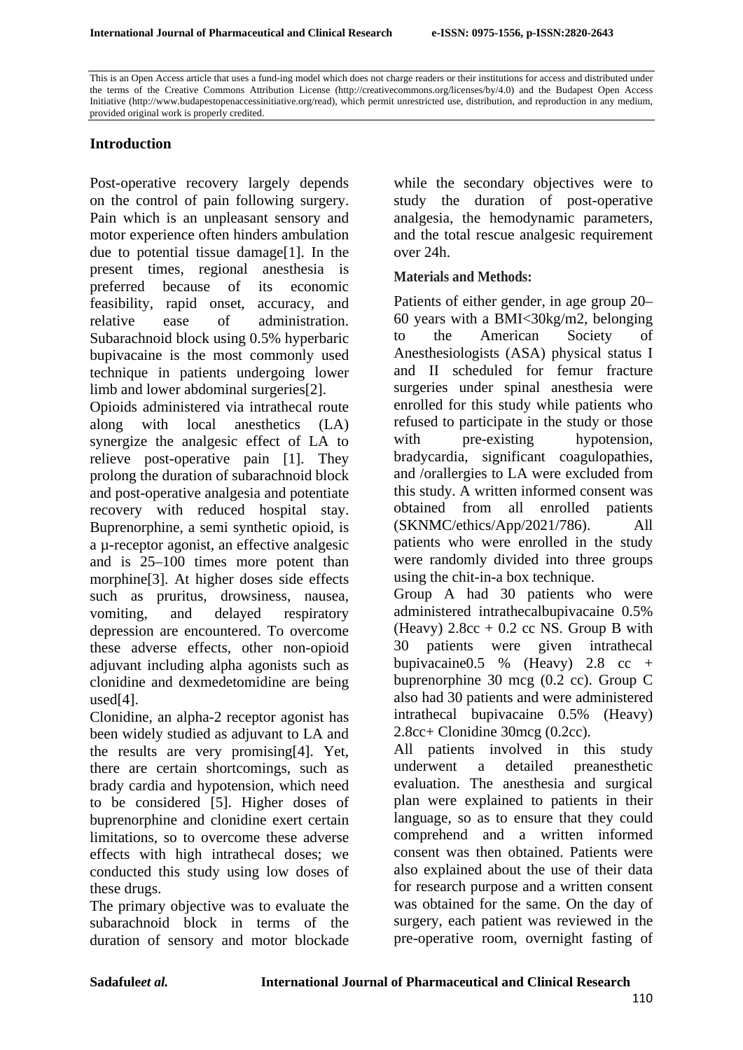This is an Open Access article that uses a fund-ing model which does not charge readers or their institutions for access and distributed under the terms of the Creative Commons Attribution License (http://creativecommons.org/licenses/by/4.0) and the Budapest Open Access Initiative (http://www.budapestopenaccessinitiative.org/read), which permit unrestricted use, distribution, and reproduction in any medium, provided original work is properly credited.

## Introduction

Post-operative recovery largely depends on the control of pain following surgery. Pain which is an unpleasant sensory and motor experience often hinders ambulation due to potential tissue damage[1]. In the present times, regional anesthesia is preferred because of its economic feasibility, rapid onset, accuracy, and relative ease of administration. Subarachnoid block using 0.5% hyperbaric bupivacaine is the most commonly used technique in patients undergoing lower limb and lower abdominal surgeries[2].

Opioids administered via intrathecal route along with local anesthetics (LA) synergize the analgesic effect of LA to relieve post-operative pain [1]. They prolong the duration of subarachnoid block and post-operative analgesia and potentiate recovery with reduced hospital stay. Buprenorphine, a semi synthetic opioid, is a μ-receptor agonist, an effective analgesic and is 25–100 times more potent than morphine[3]. At higher doses side effects such as pruritus, drowsiness, nausea, vomiting, and delayed respiratory depression are encountered. To overcome these adverse effects, other non-opioid adjuvant including alpha agonists such as clonidine and dexmedetomidine are being used[4].

Clonidine, an alpha-2 receptor agonist has been widely studied as adjuvant to LA and the results are very promising[4]. Yet, there are certain shortcomings, such as brady cardia and hypotension, which need to be considered [5]. Higher doses of buprenorphine and clonidine exert certain limitations, so to overcome these adverse effects with high intrathecal doses; we conducted this study using low doses of these drugs.

The primary objective was to evaluate the subarachnoid block in terms of the duration of sensory and motor blockade while the secondary objectives were to study the duration of post-operative analgesia, the hemodynamic parameters, and the total rescue analgesic requirement over 24h.

### Materials and Methods:

Patients of either gender, in age group 20–60 years with a BMI<30kg/m2, belonging to the American Society of Anesthesiologists (ASA) physical status I and II scheduled for femur fracture surgeries under spinal anesthesia were enrolled for this study while patients who refused to participate in the study or those with pre-existing hypotension, bradycardia, significant coagulopathies, and /orallergies to LA were excluded from this study. A written informed consent was obtained from all enrolled patients (SKNMC/ethics/App/2021/786). All patients who were enrolled in the study were randomly divided into three groups using the chit-in-a box technique.

Group A had 30 patients who were administered intrathecalbupivacaine 0.5% (Heavy) 2.8cc + 0.2 cc NS. Group B with 30 patients were given intrathecal bupivacaine0.5 % (Heavy) 2.8 cc + buprenorphine 30 mcg (0.2 cc). Group C also had 30 patients and were administered intrathecal bupivacaine 0.5% (Heavy) 2.8cc+ Clonidine 30mcg (0.2cc).

All patients involved in this study underwent a detailed preanesthetic evaluation. The anesthesia and surgical plan were explained to patients in their language, so as to ensure that they could comprehend and a written informed consent was then obtained. Patients were also explained about the use of their data for research purpose and a written consent was obtained for the same. On the day of surgery, each patient was reviewed in the pre-operative room, overnight fasting of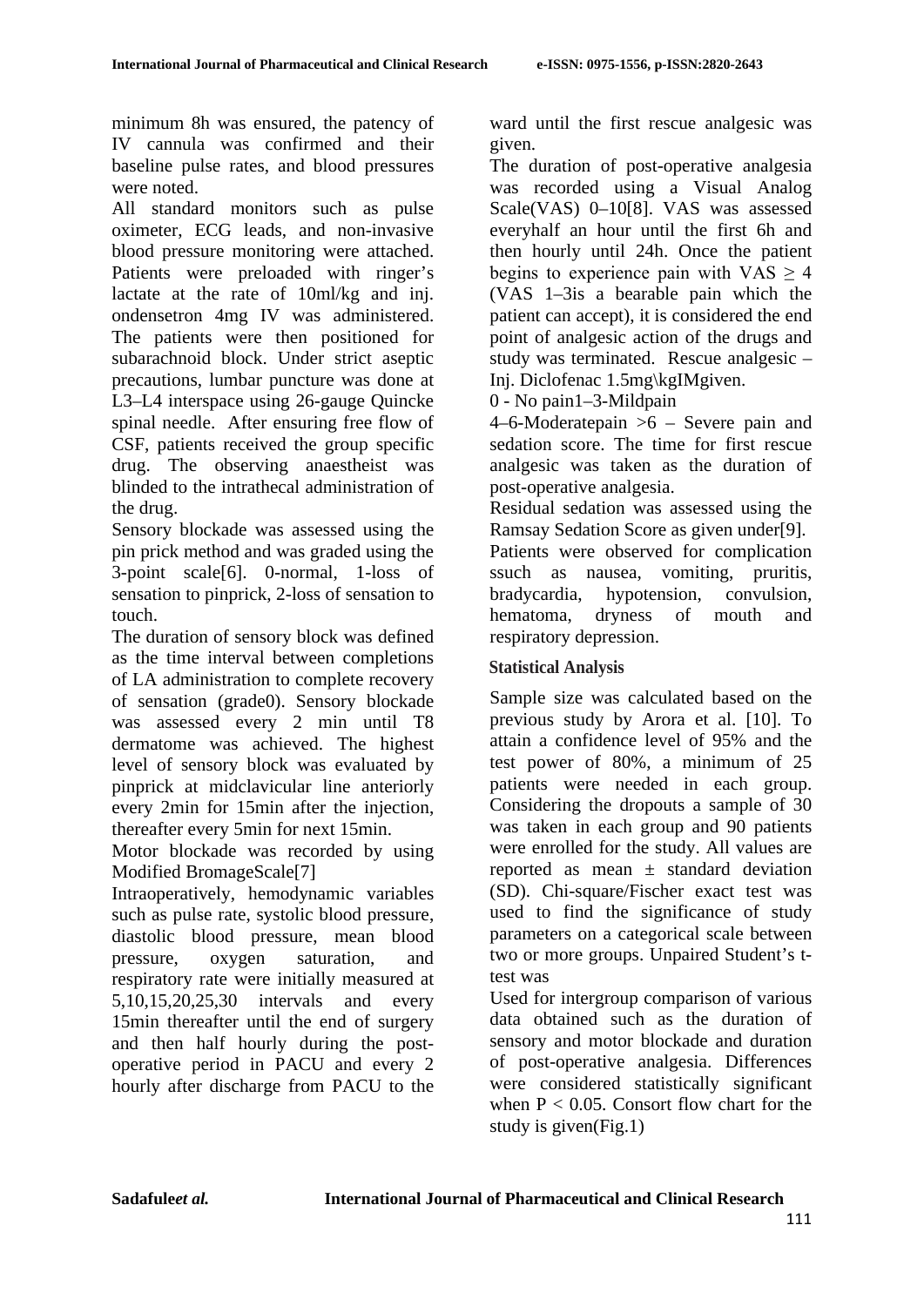minimum 8h was ensured, the patency of IV cannula was confirmed and their baseline pulse rates, and blood pressures were noted.

All standard monitors such as pulse oximeter, ECG leads, and non-invasive blood pressure monitoring were attached. Patients were preloaded with ringer's lactate at the rate of 10ml/kg and inj. ondensetron 4mg IV was administered. The patients were then positioned for subarachnoid block. Under strict aseptic precautions, lumbar puncture was done at L3–L4 interspace using 26-gauge Quincke spinal needle. After ensuring free flow of CSF, patients received the group specific drug. The observing anaestheist was blinded to the intrathecal administration of the drug.

Sensory blockade was assessed using the pin prick method and was graded using the 3-point scale[6]. 0-normal, 1-loss of sensation to pinprick, 2-loss of sensation to touch.

The duration of sensory block was defined as the time interval between completions of LA administration to complete recovery of sensation (grade0). Sensory blockade was assessed every 2 min until T8 dermatome was achieved. The highest level of sensory block was evaluated by pinprick at midclavicular line anteriorly every 2min for 15min after the injection, thereafter every 5min for next 15min.

Motor blockade was recorded by using Modified BromageScale[7]

Intraoperatively, hemodynamic variables such as pulse rate, systolic blood pressure, diastolic blood pressure, mean blood pressure, oxygen saturation, and respiratory rate were initially measured at 5,10,15,20,25,30 intervals and every 15min thereafter until the end of surgery and then half hourly during the post-operative period in PACU and every 2 hourly after discharge from PACU to the ward until the first rescue analgesic was given.

The duration of post-operative analgesia was recorded using a Visual Analog Scale(VAS) 0–10[8]. VAS was assessed everyhalf an hour until the first 6h and then hourly until 24h. Once the patient begins to experience pain with VAS $\geq$ 4 (VAS 1–3is a bearable pain which the patient can accept), it is considered the end point of analgesic action of the drugs and study was terminated. Rescue analgesic – Inj. Diclofenac 1.5mg\kgIMgiven.

0 - No pain1–3-Mildpain

4–6-Moderatepain >6 – Severe pain and sedation score. The time for first rescue analgesic was taken as the duration of post-operative analgesia.

Residual sedation was assessed using the Ramsay Sedation Score as given under[9].

Patients were observed for complication ssuch as nausea, vomiting, pruritis, bradycardia, hypotension, convulsion, hematoma, dryness of mouth and respiratory depression.

### Statistical Analysis

Sample size was calculated based on the previous study by Arora et al. [10]. To attain a confidence level of 95% and the test power of 80%, a minimum of 25 patients were needed in each group. Considering the dropouts a sample of 30 was taken in each group and 90 patients were enrolled for the study. All values are reported as mean ± standard deviation (SD). Chi-square/Fischer exact test was used to find the significance of study parameters on a categorical scale between two or more groups. Unpaired Student's t-test was

Used for intergroup comparison of various data obtained such as the duration of sensory and motor blockade and duration of post-operative analgesia. Differences were considered statistically significant when $P < 0.05$. Consort flow chart for the study is given(Fig.1)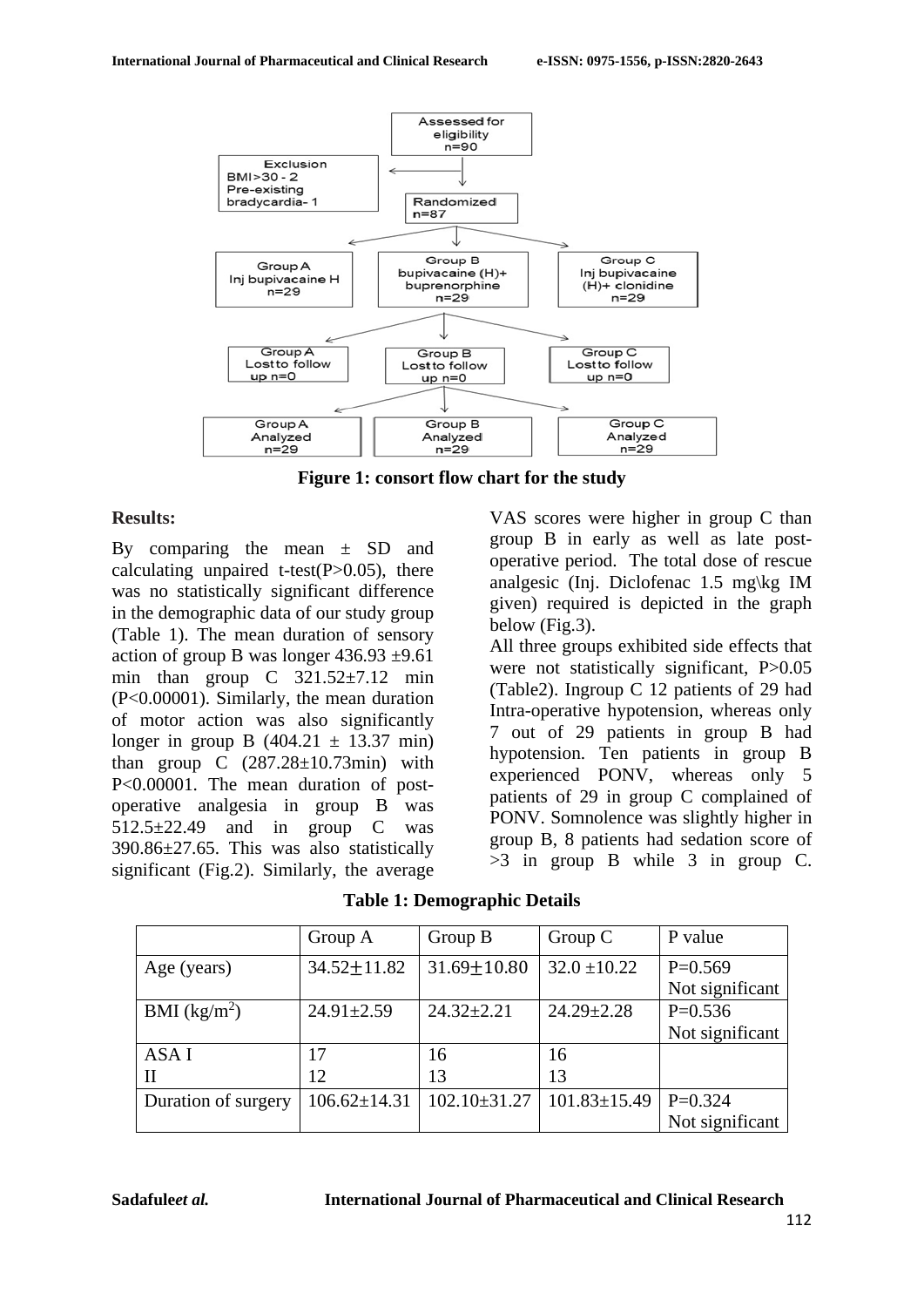Figure 1: consort flow chart for the study

## Results:

By comparing the mean ± SD and calculating unpaired t-test(P>0.05), there was no statistically significant difference in the demographic data of our study group (Table 1). The mean duration of sensory action of group B was longer 436.93 ±9.61 min than group C 321.52±7.12 min (P<0.00001). Similarly, the mean duration of motor action was also significantly longer in group B (404.21 ± 13.37 min) than group C (287.28±10.73min) with P<0.00001. The mean duration of post-operative analgesia in group B was 512.5±22.49 and in group C was 390.86±27.65. This was also statistically significant (Fig.2). Similarly, the average VAS scores were higher in group C than group B in early as well as late post-operative period. The total dose of rescue analgesic (Inj. Diclofenac 1.5 mg\kg IM given) required is depicted in the graph below (Fig.3).

All three groups exhibited side effects that were not statistically significant, P>0.05 (Table2). Ingroup C 12 patients of 29 had Intra-operative hypotension, whereas only 7 out of 29 patients in group B had hypotension. Ten patients in group B experienced PONV, whereas only 5 patients of 29 in group C complained of PONV. Somnolence was slightly higher in group B, 8 patients had sedation score of >3 in group B while 3 in group C.

**Table 1: Demographic Details**

| | Group A | Group B | Group C | P value |
|---|---|---|---|---|
| Age (years) | 34.52±11.82 | 31.69±10.80 | 32.0 ±10.22 | P=0.569 Not significant |
| BMI ($kg/m^2$) | 24.91±2.59 | 24.32±2.21 | 24.29±2.28 | P=0.536 Not significant |
| ASA I<br>II | 17<br>12 | 16<br>13 | 16<br>13 | |
| Duration of surgery | 106.62±14.31 | 102.10±31.27 | 101.83±15.49 | P=0.324 Not significant |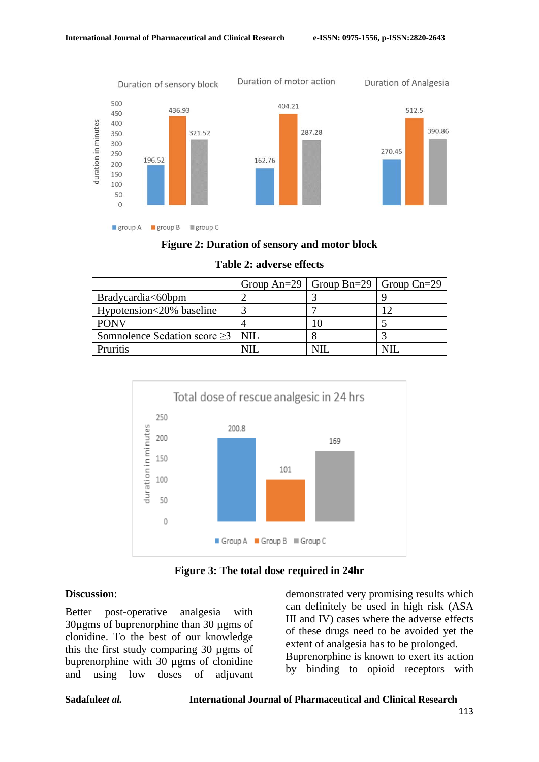**Figure 2: Duration of sensory and motor block**

**Table 2: adverse effects**

| | Group An=29 | Group Bn=29 | Group Cn=29 |
|---|---|---|---|
| Bradycardia<60bpm | 2 | 3 | 9 |
| Hypotension<20% baseline | 3 | 7 | 12 |
| PONV | 4 | 10 | 5 |
| Somnolence Sedation score ≥3 | NIL | 8 | 3 |
| Pruritis | NIL | NIL | NIL |

**Figure 3: The total dose required in 24hr**

## Discussion:

Better post-operative analgesia with 30µgms of buprenorphine than 30 µgms of clonidine. To the best of our knowledge this the first study comparing 30 µgms of buprenorphine with 30 µgms of clonidine and using low doses of adjuvant demonstrated very promising results which can definitely be used in high risk (ASA III and IV) cases where the adverse effects of these drugs need to be avoided yet the extent of analgesia has to be prolonged. Buprenorphine is known to exert its action by binding to opioid receptors with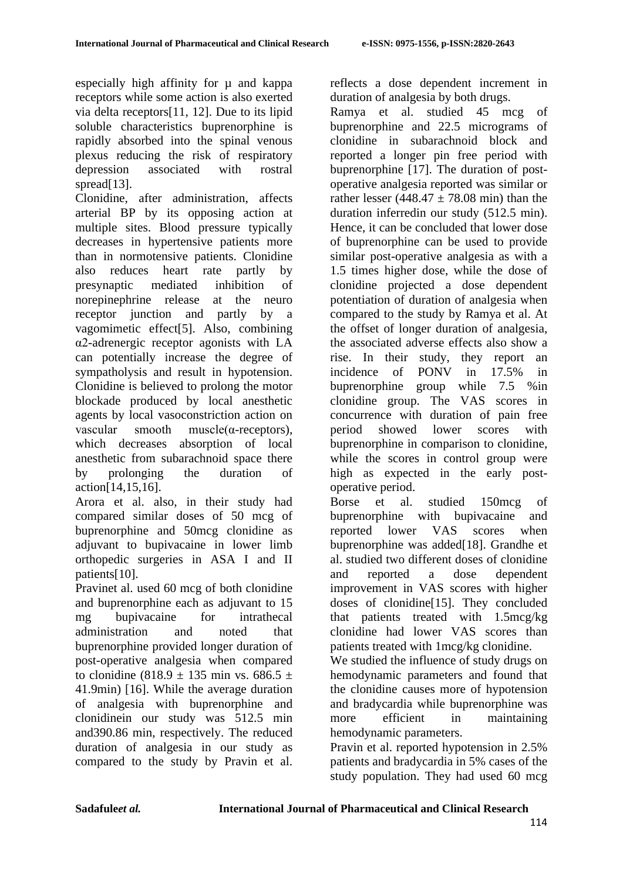especially high affinity for μ and kappa receptors while some action is also exerted via delta receptors[11, 12]. Due to its lipid soluble characteristics buprenorphine is rapidly absorbed into the spinal venous plexus reducing the risk of respiratory depression associated with rostral spread[13].

Clonidine, after administration, affects arterial BP by its opposing action at multiple sites. Blood pressure typically decreases in hypertensive patients more than in normotensive patients. Clonidine also reduces heart rate partly by presynaptic mediated inhibition of norepinephrine release at the neuro receptor junction and partly by a vagomimetic effect[5]. Also, combining α2-adrenergic receptor agonists with LA can potentially increase the degree of sympatholysis and result in hypotension. Clonidine is believed to prolong the motor blockade produced by local anesthetic agents by local vasoconstriction action on vascular smooth muscle(α-receptors), which decreases absorption of local anesthetic from subarachnoid space there by prolonging the duration of action[14,15,16].

Arora et al. also, in their study had compared similar doses of 50 mcg of buprenorphine and 50mcg clonidine as adjuvant to bupivacaine in lower limb orthopedic surgeries in ASA I and II patients[10].

Pravinet al. used 60 mcg of both clonidine and buprenorphine each as adjuvant to 15 mg bupivacaine for intrathecal administration and noted that buprenorphine provided longer duration of post-operative analgesia when compared to clonidine (818.9 ± 135 min vs. 686.5 ± 41.9min) [16]. While the average duration of analgesia with buprenorphine and clonidinein our study was 512.5 min and390.86 min, respectively. The reduced duration of analgesia in our study as compared to the study by Pravin et al. reflects a dose dependent increment in duration of analgesia by both drugs.

Ramya et al. studied 45 mcg of buprenorphine and 22.5 micrograms of clonidine in subarachnoid block and reported a longer pin free period with buprenorphine [17]. The duration of post-operative analgesia reported was similar or rather lesser (448.47 ± 78.08 min) than the duration inferredin our study (512.5 min). Hence, it can be concluded that lower dose of buprenorphine can be used to provide similar post-operative analgesia as with a 1.5 times higher dose, while the dose of clonidine projected a dose dependent potentiation of duration of analgesia when compared to the study by Ramya et al. At the offset of longer duration of analgesia, the associated adverse effects also show a rise. In their study, they report an incidence of PONV in 17.5% in buprenorphine group while 7.5 %in clonidine group. The VAS scores in concurrence with duration of pain free period showed lower scores with buprenorphine in comparison to clonidine, while the scores in control group were high as expected in the early post-operative period.

Borse et al. studied 150mcg of buprenorphine with bupivacaine and reported lower VAS scores when buprenorphine was added[18]. Grandhe et al. studied two different doses of clonidine and reported a dose dependent improvement in VAS scores with higher doses of clonidine[15]. They concluded that patients treated with 1.5mcg/kg clonidine had lower VAS scores than patients treated with 1mcg/kg clonidine.

We studied the influence of study drugs on hemodynamic parameters and found that the clonidine causes more of hypotension and bradycardia while buprenorphine was more efficient in maintaining hemodynamic parameters.

Pravin et al. reported hypotension in 2.5% patients and bradycardia in 5% cases of the study population. They had used 60 mcg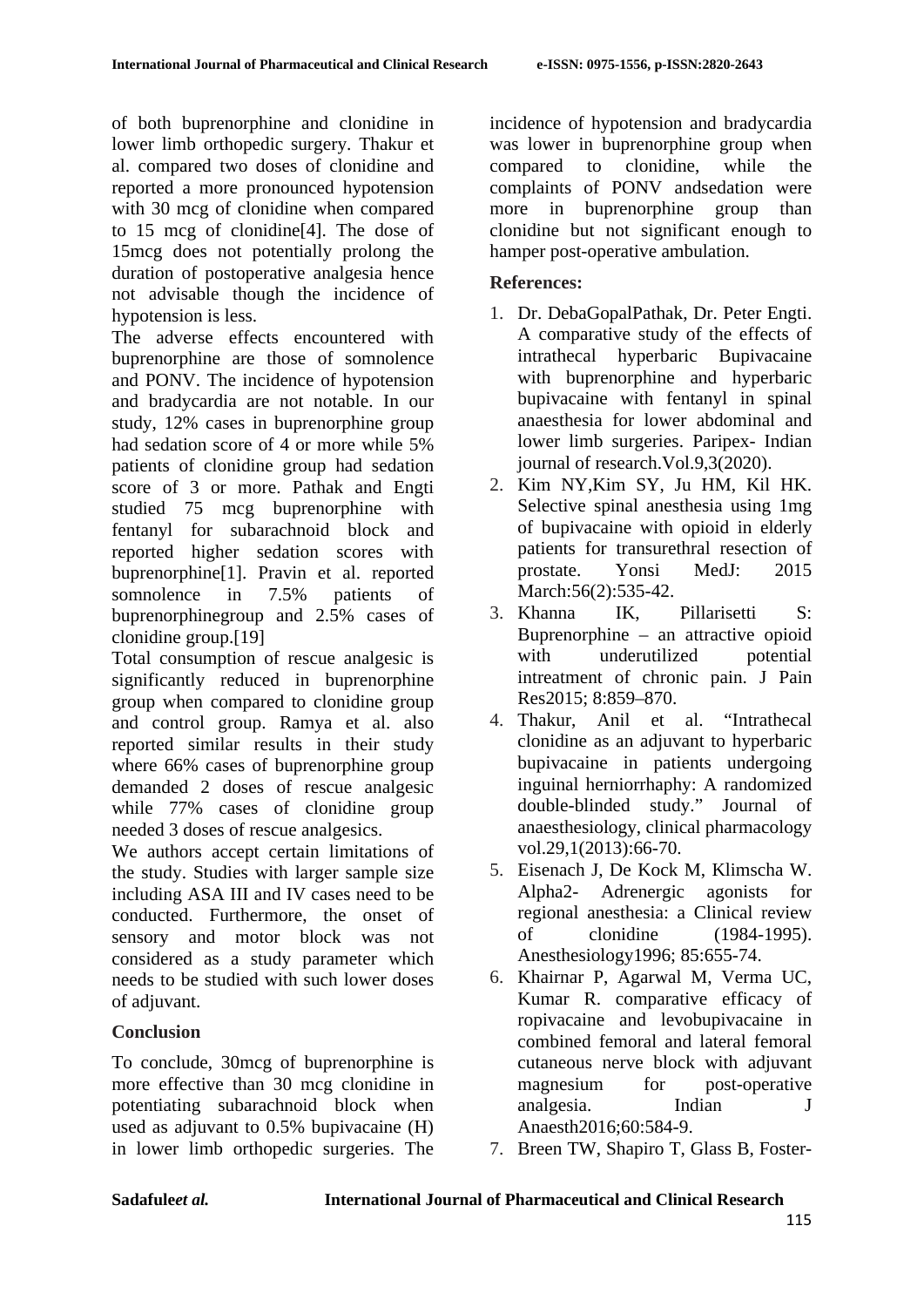of both buprenorphine and clonidine in lower limb orthopedic surgery. Thakur et al. compared two doses of clonidine and reported a more pronounced hypotension with 30 mcg of clonidine when compared to 15 mcg of clonidine[4]. The dose of 15mcg does not potentially prolong the duration of postoperative analgesia hence not advisable though the incidence of hypotension is less.

The adverse effects encountered with buprenorphine are those of somnolence and PONV. The incidence of hypotension and bradycardia are not notable. In our study, 12% cases in buprenorphine group had sedation score of 4 or more while 5% patients of clonidine group had sedation score of 3 or more. Pathak and Engti studied 75 mcg buprenorphine with fentanyl for subarachnoid block and reported higher sedation scores with buprenorphine[1]. Pravin et al. reported somnolence in 7.5% patients of buprenorphinegroup and 2.5% cases of clonidine group.[19]

Total consumption of rescue analgesic is significantly reduced in buprenorphine group when compared to clonidine group and control group. Ramya et al. also reported similar results in their study where 66% cases of buprenorphine group demanded 2 doses of rescue analgesic while 77% cases of clonidine group needed 3 doses of rescue analgesics.

We authors accept certain limitations of the study. Studies with larger sample size including ASA III and IV cases need to be conducted. Furthermore, the onset of sensory and motor block was not considered as a study parameter which needs to be studied with such lower doses of adjuvant.

## Conclusion

To conclude, 30mcg of buprenorphine is more effective than 30 mcg clonidine in potentiating subarachnoid block when used as adjuvant to 0.5% bupivacaine (H) in lower limb orthopedic surgeries. The incidence of hypotension and bradycardia was lower in buprenorphine group when compared to clonidine, while the complaints of PONV andsedation were more in buprenorphine group than clonidine but not significant enough to hamper post-operative ambulation.

## References:

1. Dr. DebaGopalPathak, Dr. Peter Engti. A comparative study of the effects of intrathecal hyperbaric Bupivacaine with buprenorphine and hyperbaric bupivacaine with fentanyl in spinal anaesthesia for lower abdominal and lower limb surgeries. Paripex- Indian journal of research.Vol.9,3(2020).
2. Kim NY,Kim SY, Ju HM, Kil HK. Selective spinal anesthesia using 1mg of bupivacaine with opioid in elderly patients for transurethral resection of prostate. Yonsi MedJ: 2015 March:56(2):535-42.
3. Khanna IK, Pillarisetti S: Buprenorphine – an attractive opioid with underutilized potential intreatment of chronic pain. J Pain Res2015; 8:859–870.
4. Thakur, Anil et al. "Intrathecal clonidine as an adjuvant to hyperbaric bupivacaine in patients undergoing inguinal herniorrhaphy: A randomized double-blinded study." Journal of anaesthesiology, clinical pharmacology vol.29,1(2013):66-70.
5. Eisenach J, De Kock M, Klimscha W. Alpha2- Adrenergic agonists for regional anesthesia: a Clinical review of clonidine (1984-1995). Anesthesiology1996; 85:655-74.
6. Khairnar P, Agarwal M, Verma UC, Kumar R. comparative efficacy of ropivacaine and levobupivacaine in combined femoral and lateral femoral cutaneous nerve block with adjuvant magnesium for post-operative analgesia. Indian J Anaesth2016;60:584-9.
7. Breen TW, Shapiro T, Glass B, Foster-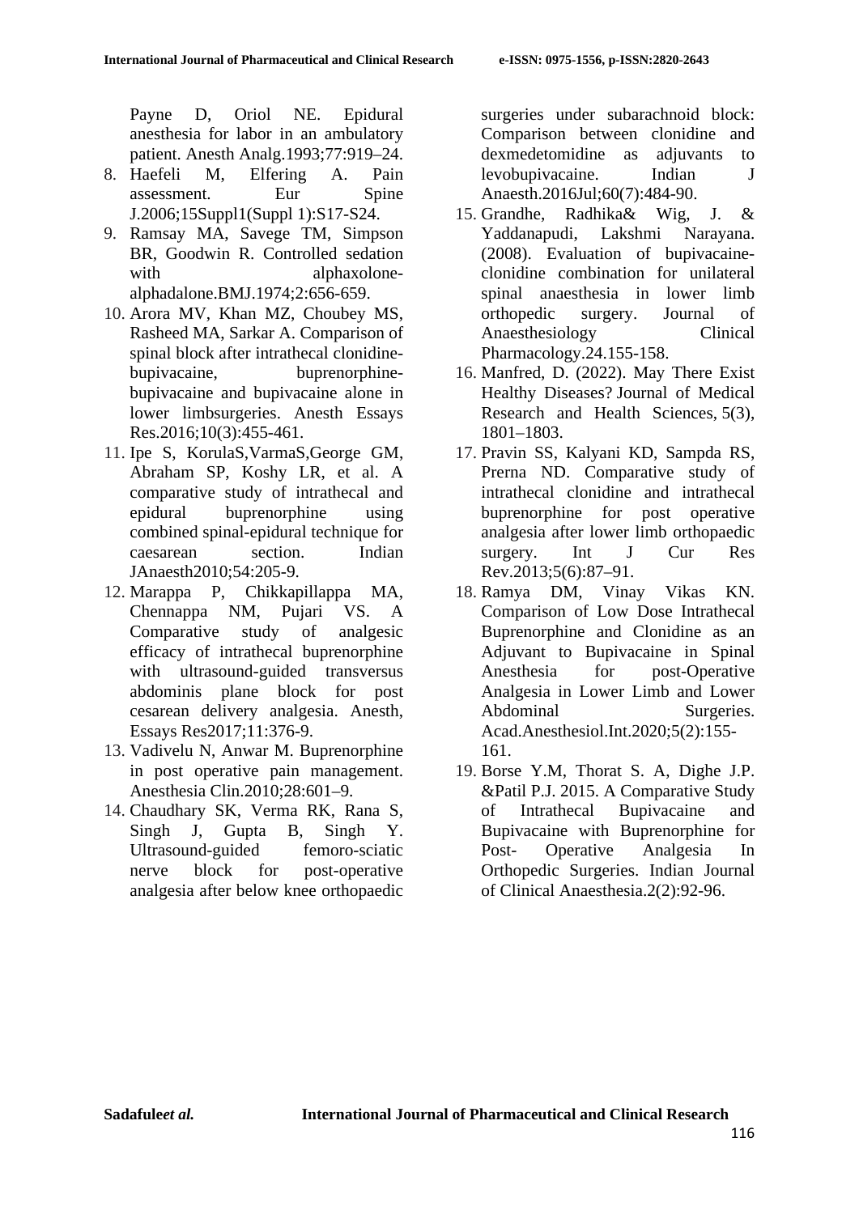Payne D, Oriol NE. Epidural anesthesia for labor in an ambulatory patient. Anesth Analg.1993;77:919–24.

8. Haefeli M, Elfering A. Pain assessment. Eur Spine J.2006;15Suppl1(Suppl 1):S17-S24.
9. Ramsay MA, Savege TM, Simpson BR, Goodwin R. Controlled sedation with alphaxolone-alphadalone.BMJ.1974;2:656-659.
10. Arora MV, Khan MZ, Choubey MS, Rasheed MA, Sarkar A. Comparison of spinal block after intrathecal clonidine-bupivacaine, buprenorphine-bupivacaine and bupivacaine alone in lower limbsurgeries. Anesth Essays Res.2016;10(3):455-461.
11. Ipe S, KorulaS,VarmaS,George GM, Abraham SP, Koshy LR, et al. A comparative study of intrathecal and epidural buprenorphine using combined spinal-epidural technique for caesarean section. Indian JAnaesth2010;54:205-9.
12. Marappa P, Chikkapillappa MA, Chennappa NM, Pujari VS. A Comparative study of analgesic efficacy of intrathecal buprenorphine with ultrasound-guided transversus abdominis plane block for post cesarean delivery analgesia. Anesth, Essays Res2017;11:376-9.
13. Vadivelu N, Anwar M. Buprenorphine in post operative pain management. Anesthesia Clin.2010;28:601–9.
14. Chaudhary SK, Verma RK, Rana S, Singh J, Gupta B, Singh Y. Ultrasound-guided femoro-sciatic nerve block for post-operative analgesia after below knee orthopaedic surgeries under subarachnoid block: Comparison between clonidine and dexmedetomidine as adjuvants to levobupivacaine. Indian J Anaesth.2016Jul;60(7):484-90.
15. Grandhe, Radhika& Wig, J. & Yaddanapudi, Lakshmi Narayana. (2008). Evaluation of bupivacaine-clonidine combination for unilateral spinal anaesthesia in lower limb orthopedic surgery. Journal of Anaesthesiology Clinical Pharmacology.24.155-158.
16. Manfred, D. (2022). May There Exist Healthy Diseases? Journal of Medical Research and Health Sciences, 5(3), 1801–1803.
17. Pravin SS, Kalyani KD, Sampda RS, Prerna ND. Comparative study of intrathecal clonidine and intrathecal buprenorphine for post operative analgesia after lower limb orthopaedic surgery. Int J Cur Res Rev.2013;5(6):87–91.
18. Ramya DM, Vinay Vikas KN. Comparison of Low Dose Intrathecal Buprenorphine and Clonidine as an Adjuvant to Bupivacaine in Spinal Anesthesia for post-Operative Analgesia in Lower Limb and Lower Abdominal Surgeries. Acad.Anesthesiol.Int.2020;5(2):155-161.
19. Borse Y.M, Thorat S. A, Dighe J.P. &Patil P.J. 2015. A Comparative Study of Intrathecal Bupivacaine and Bupivacaine with Buprenorphine for Post- Operative Analgesia In Orthopedic Surgeries. Indian Journal of Clinical Anaesthesia.2(2):92-96.